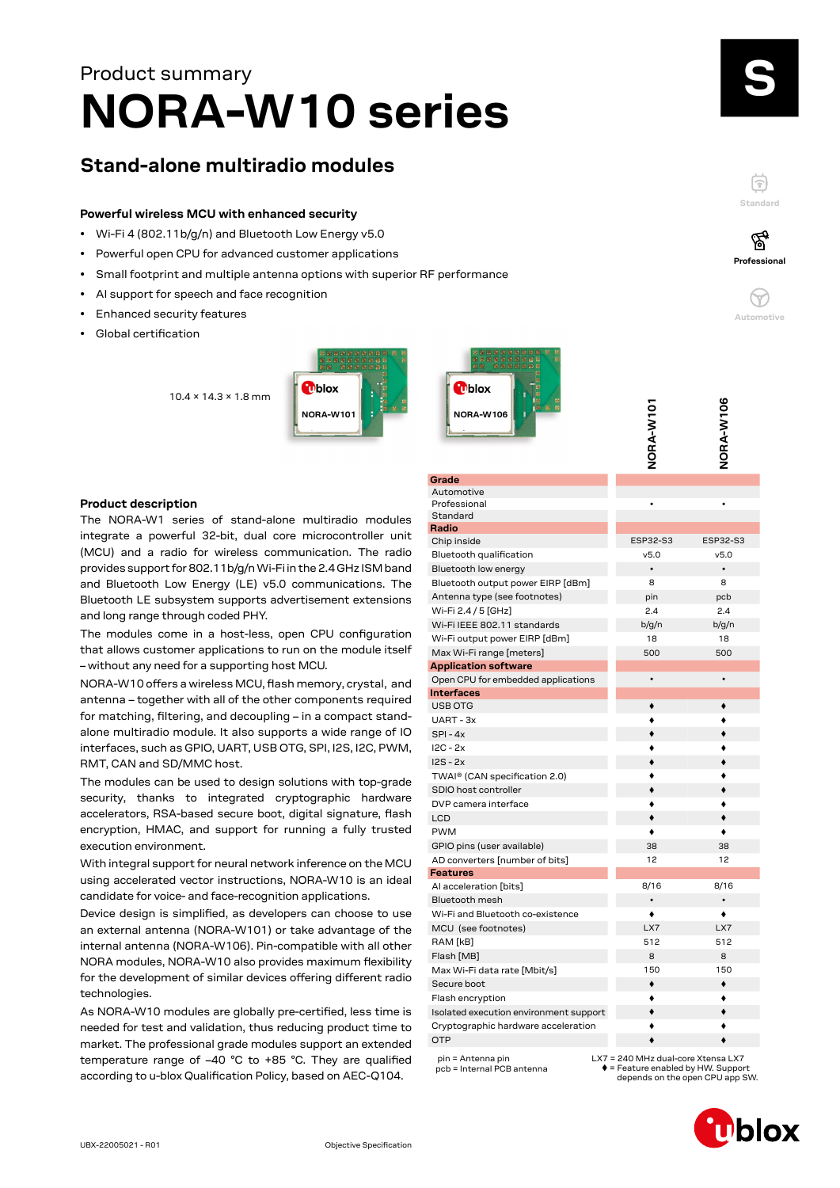Product summary

# NORA-W10 series

## Stand-alone multiradio modules

### Powerful wireless MCU with enhanced security

- Wi-Fi 4 (802.11b/g/n) and Bluetooth Low Energy v5.0
- Powerful open CPU for advanced customer applications
- Small footprint and multiple antenna options with superior RF performance
- AI support for speech and face recognition
- Enhanced security features
- Global certification

10.4 × 14.3 × 1.8 mm

### Product description

The NORA-W1 series of stand-alone multiradio modules integrate a powerful 32-bit, dual core microcontroller unit (MCU) and a radio for wireless communication. The radio provides support for 802.11b/g/n Wi-Fi in the 2.4 GHz ISM band and Bluetooth Low Energy (LE) v5.0 communications. The Bluetooth LE subsystem supports advertisement extensions and long range through coded PHY.

The modules come in a host-less, open CPU configuration that allows customer applications to run on the module itself – without any need for a supporting host MCU.

NORA-W10 offers a wireless MCU, flash memory, crystal, and antenna – together with all of the other components required for matching, filtering, and decoupling – in a compact stand-alone multiradio module. It also supports a wide range of IO interfaces, such as GPIO, UART, USB OTG, SPI, I2S, I2C, PWM, RMT, CAN and SD/MMC host.

The modules can be used to design solutions with top-grade security, thanks to integrated cryptographic hardware accelerators, RSA-based secure boot, digital signature, flash encryption, HMAC, and support for running a fully trusted execution environment.

With integral support for neural network inference on the MCU using accelerated vector instructions, NORA-W10 is an ideal candidate for voice- and face-recognition applications.

Device design is simplified, as developers can choose to use an external antenna (NORA-W101) or take advantage of the internal antenna (NORA-W106). Pin-compatible with all other NORA modules, NORA-W10 also provides maximum flexibility for the development of similar devices offering different radio technologies.

As NORA-W10 modules are globally pre-certified, less time is needed for test and validation, thus reducing product time to market. The professional grade modules support an extended temperature range of –40 °C to +85 °C. They are qualified according to u-blox Qualification Policy, based on AEC-Q104.

| | NORA-W101 | NORA-W106 |
|---|---|---|
| **Grade** | | |
| Automotive | | |
| Professional | • | • |
| Standard | | |
| **Radio** | | |
| Chip inside | ESP32-S3 | ESP32-S3 |
| Bluetooth qualification | v5.0 | v5.0 |
| Bluetooth low energy | • | • |
| Bluetooth output power EIRP [dBm] | 8 | 8 |
| Antenna type (see footnotes) | pin | pcb |
| Wi-Fi 2.4 / 5 [GHz] | 2.4 | 2.4 |
| Wi-Fi IEEE 802.11 standards | b/g/n | b/g/n |
| Wi-Fi output power EIRP [dBm] | 18 | 18 |
| Max Wi-Fi range [meters] | 500 | 500 |
| **Application software** | | |
| Open CPU for embedded applications | • | • |
| **Interfaces** | | |
| USB OTG | ♦ | ♦ |
| UART - 3x | ♦ | ♦ |
| SPI - 4x | ♦ | ♦ |
| I2C - 2x | ♦ | ♦ |
| I2S - 2x | ♦ | ♦ |
| TWAI® (CAN specification 2.0) | ♦ | ♦ |
| SDIO host controller | ♦ | ♦ |
| DVP camera interface | ♦ | ♦ |
| LCD | ♦ | ♦ |
| PWM | ♦ | ♦ |
| GPIO pins (user available) | 38 | 38 |
| AD converters [number of bits] | 12 | 12 |
| **Features** | | |
| AI acceleration [bits] | 8/16 | 8/16 |
| Bluetooth mesh | • | • |
| Wi-Fi and Bluetooth co-existence | ♦ | ♦ |
| MCU (see footnotes) | LX7 | LX7 |
| RAM [kB] | 512 | 512 |
| Flash [MB] | 8 | 8 |
| Max Wi-Fi data rate [Mbit/s] | 150 | 150 |
| Secure boot | ♦ | ♦ |
| Flash encryption | ♦ | ♦ |
| Isolated execution environment support | ♦ | ♦ |
| Cryptographic hardware acceleration | ♦ | ♦ |
| OTP | ♦ | ♦ |

pin = Antenna pin
pcb = Internal PCB antenna

LX7 = 240 MHz dual-core Xtensa LX7
♦ = Feature enabled by HW. Support depends on the open CPU app SW.

UBX-22005021 - R01

Objective Specification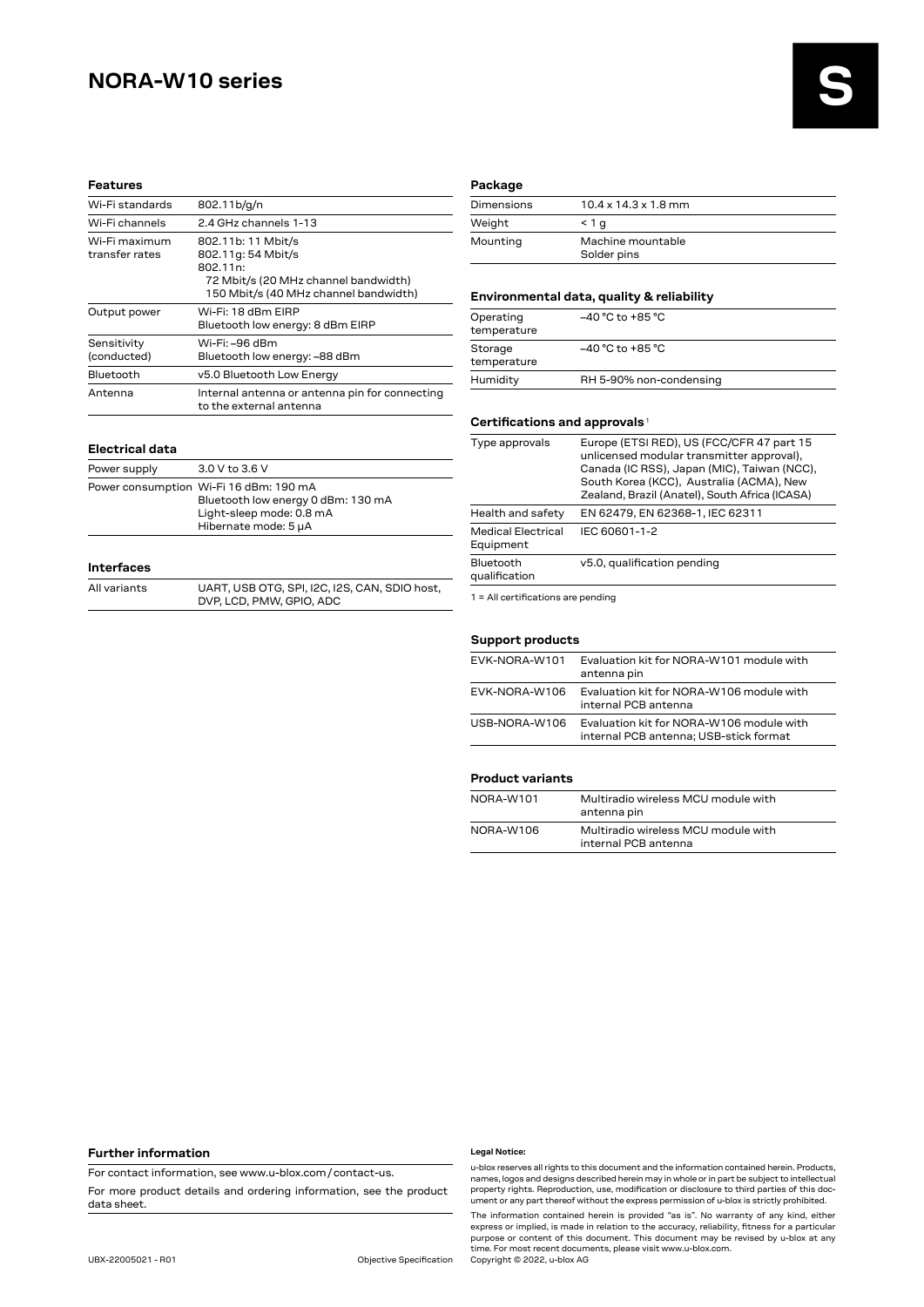# NORA-W10 series

S

### Features

| | |
|---|---|
| Wi-Fi standards | 802.11b/g/n |
| Wi-Fi channels | 2.4 GHz channels 1-13 |
| Wi-Fi maximum transfer rates | 802.11b: 11 Mbit/s<br>802.11g: 54 Mbit/s<br>802.11n:<br>72 Mbit/s (20 MHz channel bandwidth)<br>150 Mbit/s (40 MHz channel bandwidth) |
| Output power | Wi-Fi: 18 dBm EIRP<br>Bluetooth low energy: 8 dBm EIRP |
| Sensitivity (conducted) | Wi-Fi: –96 dBm<br>Bluetooth low energy: –88 dBm |
| Bluetooth | v5.0 Bluetooth Low Energy |
| Antenna | Internal antenna or antenna pin for connecting to the external antenna |

### Electrical data

| | |
|---|---|
| Power supply | 3.0 V to 3.6 V |
| Power consumption | Wi-Fi 16 dBm: 190 mA<br>Bluetooth low energy 0 dBm: 130 mA<br>Light-sleep mode: 0.8 mA<br>Hibernate mode: 5 µA |

### Interfaces

| | |
|---|---|
| All variants | UART, USB OTG, SPI, I2C, I2S, CAN, SDIO host, DVP, LCD, PMW, GPIO, ADC |

### Package

| | |
|---|---|
| Dimensions | 10.4 x 14.3 x 1.8 mm |
| Weight | < 1 g |
| Mounting | Machine mountable<br>Solder pins |

### Environmental data, quality & reliability

| | |
|---|---|
| Operating temperature | –40 °C to +85 °C |
| Storage temperature | –40 °C to +85 °C |
| Humidity | RH 5-90% non-condensing |

### Certifications and approvals[1]

| | |
|---|---|
| Type approvals | Europe (ETSI RED), US (FCC/CFR 47 part 15 unlicensed modular transmitter approval), Canada (IC RSS), Japan (MIC), Taiwan (NCC), South Korea (KCC), Australia (ACMA), New Zealand, Brazil (Anatel), South Africa (ICASA) |
| Health and safety | EN 62479, EN 62368-1, IEC 62311 |
| Medical Electrical Equipment | IEC 60601-1-2 |
| Bluetooth qualification | v5.0, qualification pending |

1 = All certifications are pending

### Support products

| | |
|---|---|
| EVK-NORA-W101 | Evaluation kit for NORA-W101 module with antenna pin |
| EVK-NORA-W106 | Evaluation kit for NORA-W106 module with internal PCB antenna |
| USB-NORA-W106 | Evaluation kit for NORA-W106 module with internal PCB antenna; USB-stick format |

### Product variants

| | |
|---|---|
| NORA-W101 | Multiradio wireless MCU module with antenna pin |
| NORA-W106 | Multiradio wireless MCU module with internal PCB antenna |

### Further information

For contact information, see www.u-blox.com / contact-us.

For more product details and ordering information, see the product data sheet.

UBX-22005021 - R01 Objective Specification

**Legal Notice:**

u-blox reserves all rights to this document and the information contained herein. Products, names, logos and designs described herein may in whole or in part be subject to intellectual property rights. Reproduction, use, modification or disclosure to third parties of this document or any part thereof without the express permission of u-blox is strictly prohibited.

The information contained herein is provided "as is". No warranty of any kind, either express or implied, is made in relation to the accuracy, reliability, fitness for a particular purpose or content of this document. This document may be revised by u-blox at any time. For most recent documents, please visit www.u-blox.com.

Copyright © 2022, u-blox AG